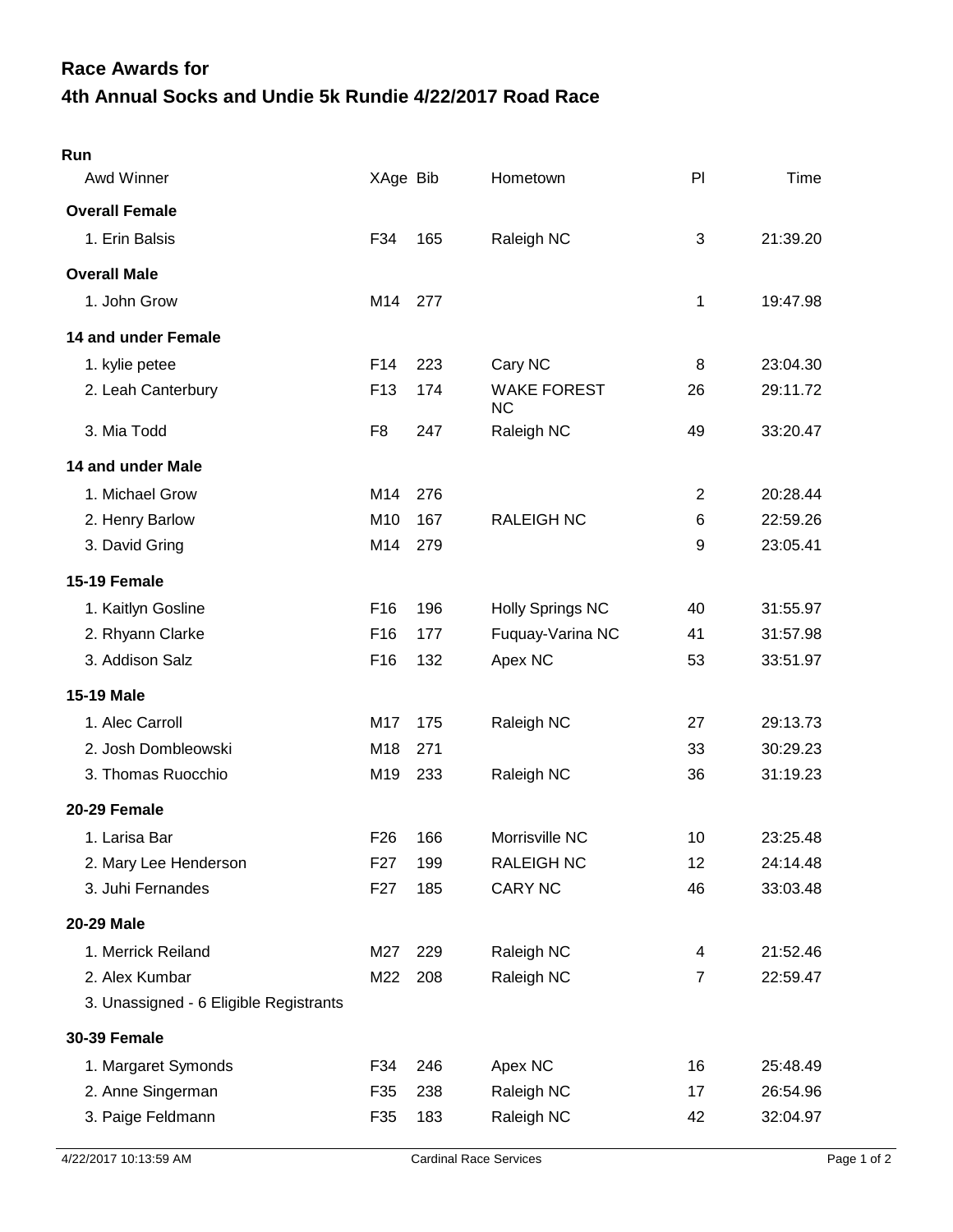# Race Awards for
# 4th Annual Socks and Undie 5k Rundie 4/22/2017 Road Race

## Run

| Awd Winner | XAge | Bib | Hometown | Pl | Time |
|---|---|---|---|---|---|
| **Overall Female** | | | | | |
| 1. Erin Balsis | F34 | 165 | Raleigh NC | 3 | 21:39.20 |
| **Overall Male** | | | | | |
| 1. John Grow | M14 | 277 | | 1 | 19:47.98 |
| **14 and under Female** | | | | | |
| 1. kylie petee | F14 | 223 | Cary NC | 8 | 23:04.30 |
| 2. Leah Canterbury | F13 | 174 | WAKE FOREST NC | 26 | 29:11.72 |
| 3. Mia Todd | F8 | 247 | Raleigh NC | 49 | 33:20.47 |
| **14 and under Male** | | | | | |
| 1. Michael Grow | M14 | 276 | | 2 | 20:28.44 |
| 2. Henry Barlow | M10 | 167 | RALEIGH NC | 6 | 22:59.26 |
| 3. David Gring | M14 | 279 | | 9 | 23:05.41 |
| **15-19 Female** | | | | | |
| 1. Kaitlyn Gosline | F16 | 196 | Holly Springs NC | 40 | 31:55.97 |
| 2. Rhyann Clarke | F16 | 177 | Fuquay-Varina NC | 41 | 31:57.98 |
| 3. Addison Salz | F16 | 132 | Apex NC | 53 | 33:51.97 |
| **15-19 Male** | | | | | |
| 1. Alec Carroll | M17 | 175 | Raleigh NC | 27 | 29:13.73 |
| 2. Josh Dombleowski | M18 | 271 | | 33 | 30:29.23 |
| 3. Thomas Ruocchio | M19 | 233 | Raleigh NC | 36 | 31:19.23 |
| **20-29 Female** | | | | | |
| 1. Larisa Bar | F26 | 166 | Morrisville NC | 10 | 23:25.48 |
| 2. Mary Lee Henderson | F27 | 199 | RALEIGH NC | 12 | 24:14.48 |
| 3. Juhi Fernandes | F27 | 185 | CARY NC | 46 | 33:03.48 |
| **20-29 Male** | | | | | |
| 1. Merrick Reiland | M27 | 229 | Raleigh NC | 4 | 21:52.46 |
| 2. Alex Kumbar | M22 | 208 | Raleigh NC | 7 | 22:59.47 |
| 3. Unassigned - 6 Eligible Registrants | | | | | |
| **30-39 Female** | | | | | |
| 1. Margaret Symonds | F34 | 246 | Apex NC | 16 | 25:48.49 |
| 2. Anne Singerman | F35 | 238 | Raleigh NC | 17 | 26:54.96 |
| 3. Paige Feldmann | F35 | 183 | Raleigh NC | 42 | 32:04.97 |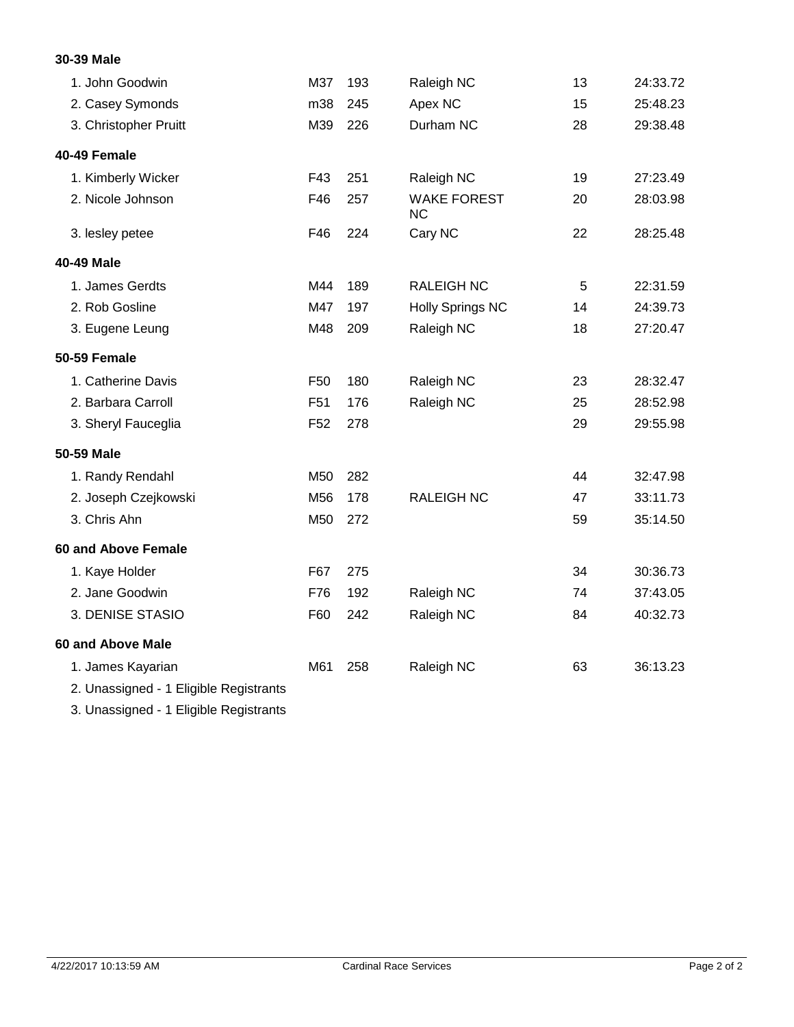**30-39 Male**

| | | | | | |
|---|---|---|---|---|---|
| 1. John Goodwin | M37 | 193 | Raleigh NC | 13 | 24:33.72 |
| 2. Casey Symonds | m38 | 245 | Apex NC | 15 | 25:48.23 |
| 3. Christopher Pruitt | M39 | 226 | Durham NC | 28 | 29:38.48 |

**40-49 Female**

| | | | | | |
|---|---|---|---|---|---|
| 1. Kimberly Wicker | F43 | 251 | Raleigh NC | 19 | 27:23.49 |
| 2. Nicole Johnson | F46 | 257 | WAKE FOREST NC | 20 | 28:03.98 |
| 3. lesley petee | F46 | 224 | Cary NC | 22 | 28:25.48 |

**40-49 Male**

| | | | | | |
|---|---|---|---|---|---|
| 1. James Gerdts | M44 | 189 | RALEIGH NC | 5 | 22:31.59 |
| 2. Rob Gosline | M47 | 197 | Holly Springs NC | 14 | 24:39.73 |
| 3. Eugene Leung | M48 | 209 | Raleigh NC | 18 | 27:20.47 |

**50-59 Female**

| | | | | | |
|---|---|---|---|---|---|
| 1. Catherine Davis | F50 | 180 | Raleigh NC | 23 | 28:32.47 |
| 2. Barbara Carroll | F51 | 176 | Raleigh NC | 25 | 28:52.98 |
| 3. Sheryl Fauceglia | F52 | 278 | | 29 | 29:55.98 |

**50-59 Male**

| | | | | | |
|---|---|---|---|---|---|
| 1. Randy Rendahl | M50 | 282 | | 44 | 32:47.98 |
| 2. Joseph Czejkowski | M56 | 178 | RALEIGH NC | 47 | 33:11.73 |
| 3. Chris Ahn | M50 | 272 | | 59 | 35:14.50 |

**60 and Above Female**

| | | | | | |
|---|---|---|---|---|---|
| 1. Kaye Holder | F67 | 275 | | 34 | 30:36.73 |
| 2. Jane Goodwin | F76 | 192 | Raleigh NC | 74 | 37:43.05 |
| 3. DENISE STASIO | F60 | 242 | Raleigh NC | 84 | 40:32.73 |

**60 and Above Male**

| | | | | | |
|---|---|---|---|---|---|
| 1. James Kayarian | M61 | 258 | Raleigh NC | 63 | 36:13.23 |
| 2. Unassigned - 1 Eligible Registrants | | | | | |
| 3. Unassigned - 1 Eligible Registrants | | | | | |